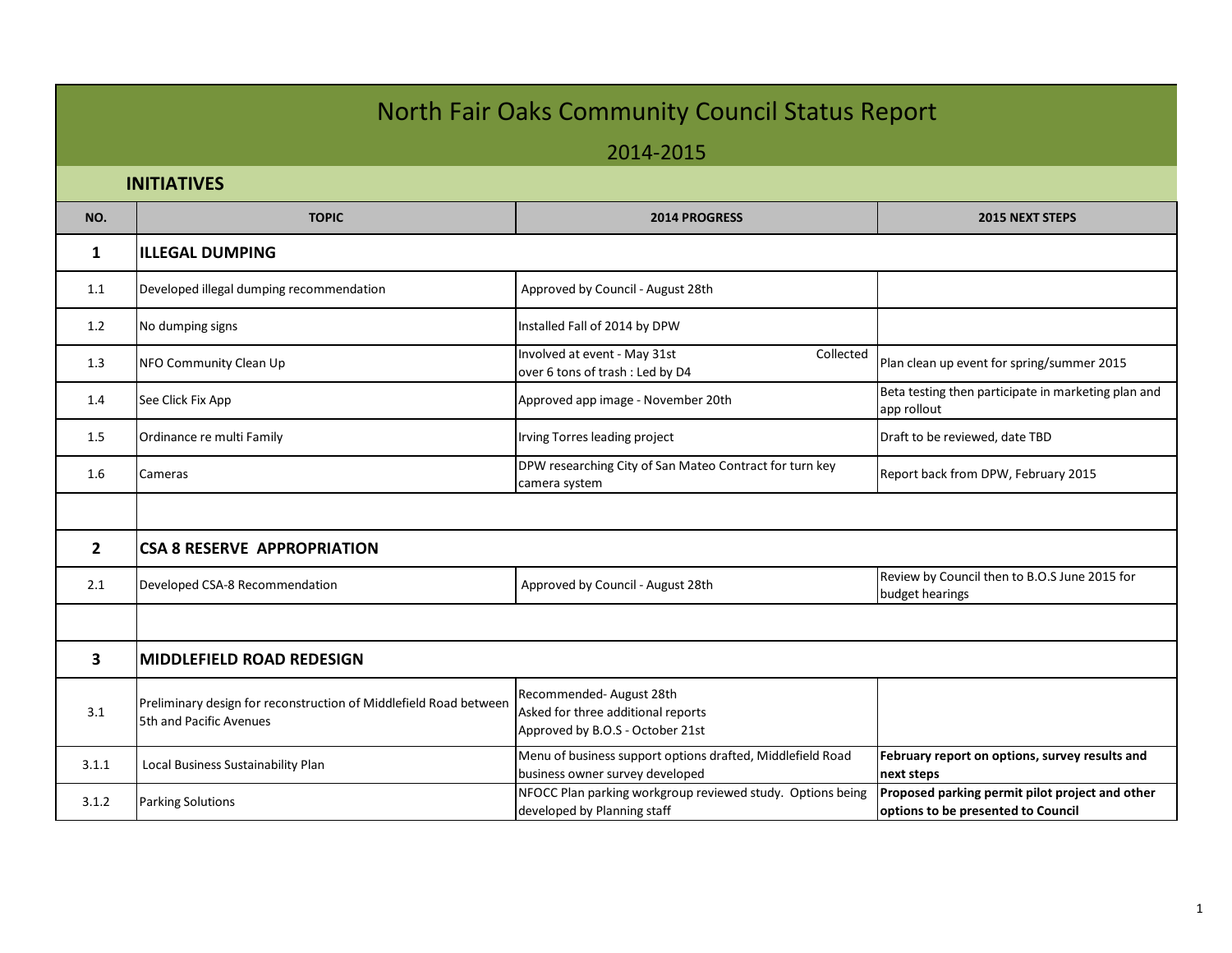# North Fair Oaks Community Council Status Report

## 2014-2015

### INITIATIVES

| NO. | TOPIC | 2014 PROGRESS | 2015 NEXT STEPS |
|---|---|---|---|
| **1** | **ILLEGAL DUMPING** | | |
| 1.1 | Developed illegal dumping recommendation | Approved by Council - August 28th | |
| 1.2 | No dumping signs | Installed Fall of 2014 by DPW | |
| 1.3 | NFO Community Clean Up | Involved at event - May 31st Collected over 6 tons of trash : Led by D4 | Plan clean up event for spring/summer 2015 |
| 1.4 | See Click Fix App | Approved app image - November 20th | Beta testing then participate in marketing plan and app rollout |
| 1.5 | Ordinance re multi Family | Irving Torres leading project | Draft to be reviewed, date TBD |
| 1.6 | Cameras | DPW researching City of San Mateo Contract for turn key camera system | Report back from DPW, February 2015 |
| | | | |
| **2** | **CSA 8 RESERVE APPROPRIATION** | | |
| 2.1 | Developed CSA-8 Recommendation | Approved by Council - August 28th | Review by Council then to B.O.S June 2015 for budget hearings |
| | | | |
| **3** | **MIDDLEFIELD ROAD REDESIGN** | | |
| 3.1 | Preliminary design for reconstruction of Middlefield Road between 5th and Pacific Avenues | Recommended- August 28th<br>Asked for three additional reports<br>Approved by B.O.S - October 21st | |
| 3.1.1 | Local Business Sustainability Plan | Menu of business support options drafted, Middlefield Road business owner survey developed | **February report on options, survey results and next steps** |
| 3.1.2 | Parking Solutions | NFOCC Plan parking workgroup reviewed study. Options being developed by Planning staff | **Proposed parking permit pilot project and other options to be presented to Council** |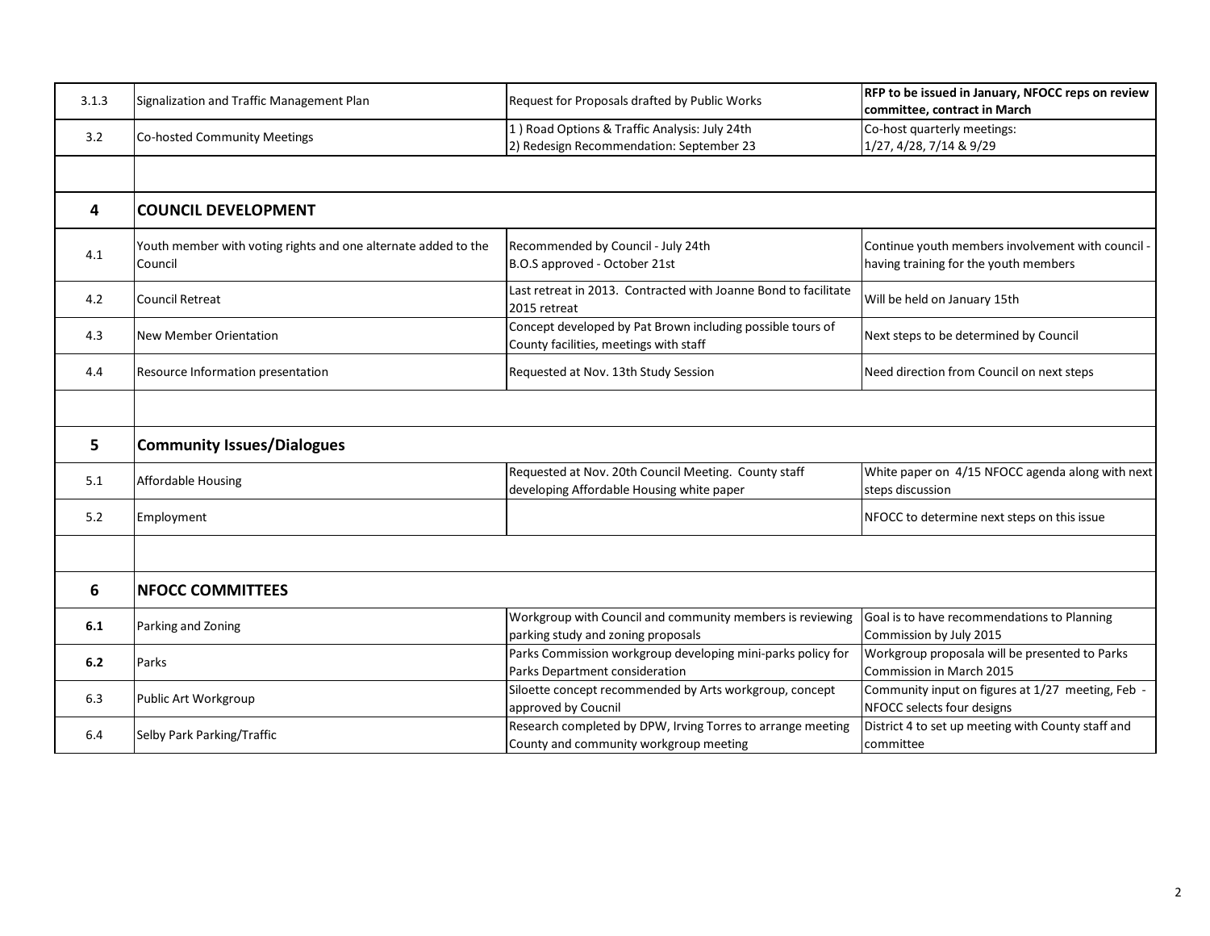| | | | |
|---|---|---|---|
| 3.1.3 | Signalization and Traffic Management Plan | Request for Proposals drafted by Public Works | **RFP to be issued in January, NFOCC reps on review committee, contract in March** |
| 3.2 | Co-hosted Community Meetings | 1 ) Road Options & Traffic Analysis: July 24th<br>2) Redesign Recommendation: September 23 | Co-host quarterly meetings:<br>1/27, 4/28, 7/14 & 9/29 |
| | | | |
| **4** | **COUNCIL DEVELOPMENT** | | |
| 4.1 | Youth member with voting rights and one alternate added to the Council | Recommended by Council - July 24th<br>B.O.S approved - October 21st | Continue youth members involvement with council - having training for the youth members |
| 4.2 | Council Retreat | Last retreat in 2013. Contracted with Joanne Bond to facilitate 2015 retreat | Will be held on January 15th |
| 4.3 | New Member Orientation | Concept developed by Pat Brown including possible tours of County facilities, meetings with staff | Next steps to be determined by Council |
| 4.4 | Resource Information presentation | Requested at Nov. 13th Study Session | Need direction from Council on next steps |
| | | | |
| **5** | **Community Issues/Dialogues** | | |
| 5.1 | Affordable Housing | Requested at Nov. 20th Council Meeting. County staff developing Affordable Housing white paper | White paper on 4/15 NFOCC agenda along with next steps discussion |
| 5.2 | Employment | | NFOCC to determine next steps on this issue |
| | | | |
| **6** | **NFOCC COMMITTEES** | | |
| **6.1** | Parking and Zoning | Workgroup with Council and community members is reviewing parking study and zoning proposals | Goal is to have recommendations to Planning Commission by July 2015 |
| **6.2** | Parks | Parks Commission workgroup developing mini-parks policy for Parks Department consideration | Workgroup proposala will be presented to Parks Commission in March 2015 |
| 6.3 | Public Art Workgroup | Siloette concept recommended by Arts workgroup, concept approved by Coucnil | Community input on figures at 1/27 meeting, Feb - NFOCC selects four designs |
| 6.4 | Selby Park Parking/Traffic | Research completed by DPW, Irving Torres to arrange meeting County and community workgroup meeting | District 4 to set up meeting with County staff and committee |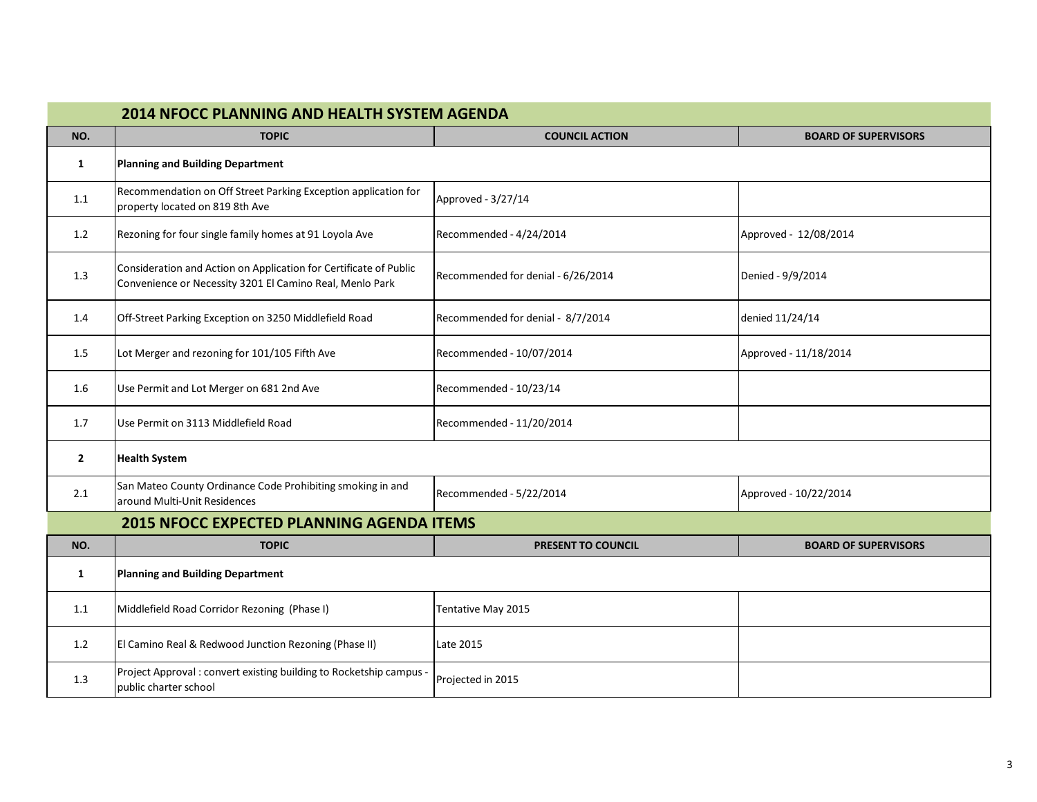## 2014 NFOCC PLANNING AND HEALTH SYSTEM AGENDA

| NO. | TOPIC | COUNCIL ACTION | BOARD OF SUPERVISORS |
|---|---|---|---|
| **1** | **Planning and Building Department** | | |
| 1.1 | Recommendation on Off Street Parking Exception application for property located on 819 8th Ave | Approved - 3/27/14 | |
| 1.2 | Rezoning for four single family homes at 91 Loyola Ave | Recommended - 4/24/2014 | Approved - 12/08/2014 |
| 1.3 | Consideration and Action on Application for Certificate of Public Convenience or Necessity 3201 El Camino Real, Menlo Park | Recommended for denial - 6/26/2014 | Denied - 9/9/2014 |
| 1.4 | Off-Street Parking Exception on 3250 Middlefield Road | Recommended for denial - 8/7/2014 | denied 11/24/14 |
| 1.5 | Lot Merger and rezoning for 101/105 Fifth Ave | Recommended - 10/07/2014 | Approved - 11/18/2014 |
| 1.6 | Use Permit and Lot Merger on 681 2nd Ave | Recommended - 10/23/14 | |
| 1.7 | Use Permit on 3113 Middlefield Road | Recommended - 11/20/2014 | |
| **2** | **Health System** | | |
| 2.1 | San Mateo County Ordinance Code Prohibiting smoking in and around Multi-Unit Residences | Recommended - 5/22/2014 | Approved - 10/22/2014 |

## 2015 NFOCC EXPECTED PLANNING AGENDA ITEMS

| NO. | TOPIC | PRESENT TO COUNCIL | BOARD OF SUPERVISORS |
|---|---|---|---|
| **1** | **Planning and Building Department** | | |
| 1.1 | Middlefield Road Corridor Rezoning (Phase I) | Tentative May 2015 | |
| 1.2 | El Camino Real & Redwood Junction Rezoning (Phase II) | Late 2015 | |
| 1.3 | Project Approval : convert existing building to Rocketship campus - public charter school | Projected in 2015 | |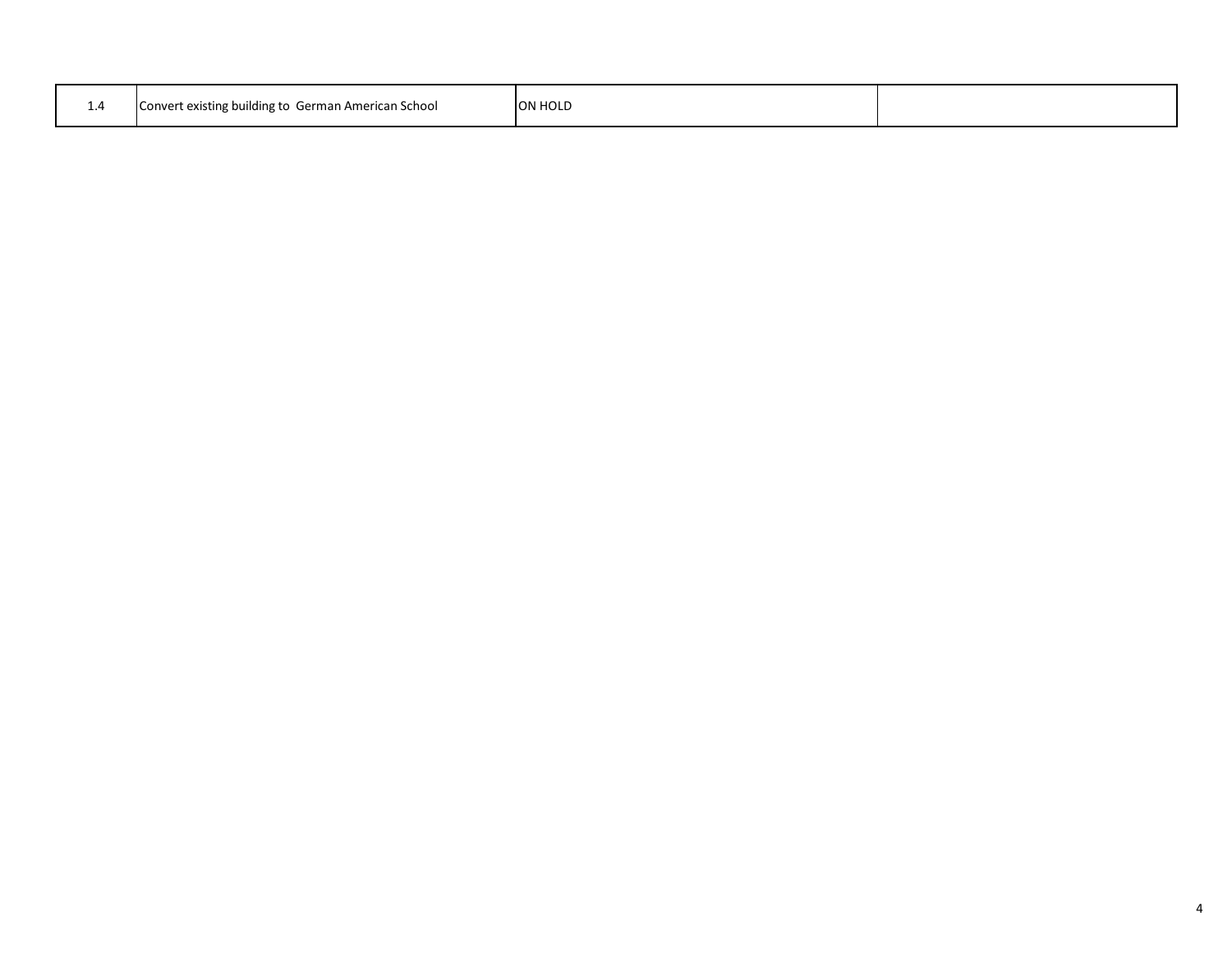| | | | |
|---|---|---|---|
| 1.4 | Convert existing building to German American School | ON HOLD | |